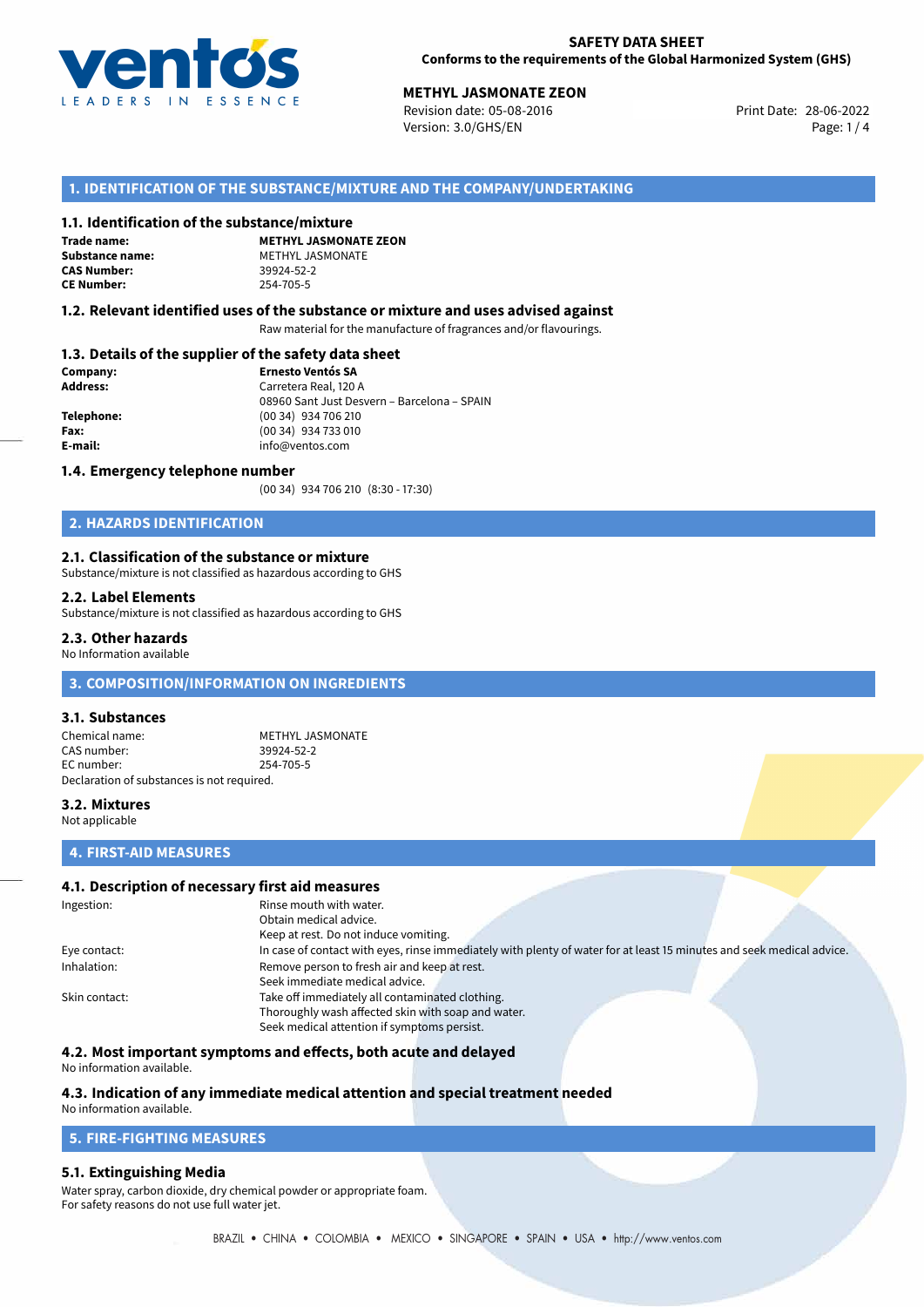**SAFETY DATA SHEET**
**Conforms to the requirements of the Global Harmonized System (GHS)**

**METHYL JASMONATE ZEON**
Revision date: 05-08-2016
Version: 3.0/GHS/EN
Print Date: 28-06-2022

## 1. IDENTIFICATION OF THE SUBSTANCE/MIXTURE AND THE COMPANY/UNDERTAKING

### 1.1. Identification of the substance/mixture

| | |
|---|---|
| **Trade name:** | **METHYL JASMONATE ZEON** |
| **Substance name:** | METHYL JASMONATE |
| **CAS Number:** | 39924-52-2 |
| **CE Number:** | 254-705-5 |

### 1.2. Relevant identified uses of the substance or mixture and uses advised against

Raw material for the manufacture of fragrances and/or flavourings.

### 1.3. Details of the supplier of the safety data sheet

| | |
|---|---|
| **Company:** | **Ernesto Ventós SA** |
| **Address:** | Carretera Real, 120 A<br>08960 Sant Just Desvern – Barcelona – SPAIN |
| **Telephone:** | (00 34) 934 706 210 |
| **Fax:** | (00 34) 934 733 010 |
| **E-mail:** | info@ventos.com |

### 1.4. Emergency telephone number

(00 34) 934 706 210 (8:30 - 17:30)

## 2. HAZARDS IDENTIFICATION

### 2.1. Classification of the substance or mixture

Substance/mixture is not classified as hazardous according to GHS

### 2.2. Label Elements

Substance/mixture is not classified as hazardous according to GHS

### 2.3. Other hazards

No Information available

## 3. COMPOSITION/INFORMATION ON INGREDIENTS

### 3.1. Substances

| | |
|---|---|
| Chemical name: | METHYL JASMONATE |
| CAS number: | 39924-52-2 |
| EC number: | 254-705-5 |

Declaration of substances is not required.

### 3.2. Mixtures

Not applicable

## 4. FIRST-AID MEASURES

### 4.1. Description of necessary first aid measures

| | |
|---|---|
| Ingestion: | Rinse mouth with water.<br>Obtain medical advice.<br>Keep at rest. Do not induce vomiting. |
| Eye contact: | In case of contact with eyes, rinse immediately with plenty of water for at least 15 minutes and seek medical advice. |
| Inhalation: | Remove person to fresh air and keep at rest.<br>Seek immediate medical advice. |
| Skin contact: | Take off immediately all contaminated clothing.<br>Thoroughly wash affected skin with soap and water.<br>Seek medical attention if symptoms persist. |

### 4.2. Most important symptoms and effects, both acute and delayed

No information available.

### 4.3. Indication of any immediate medical attention and special treatment needed

No information available.

## 5. FIRE-FIGHTING MEASURES

### 5.1. Extinguishing Media

Water spray, carbon dioxide, dry chemical powder or appropriate foam.
For safety reasons do not use full water jet.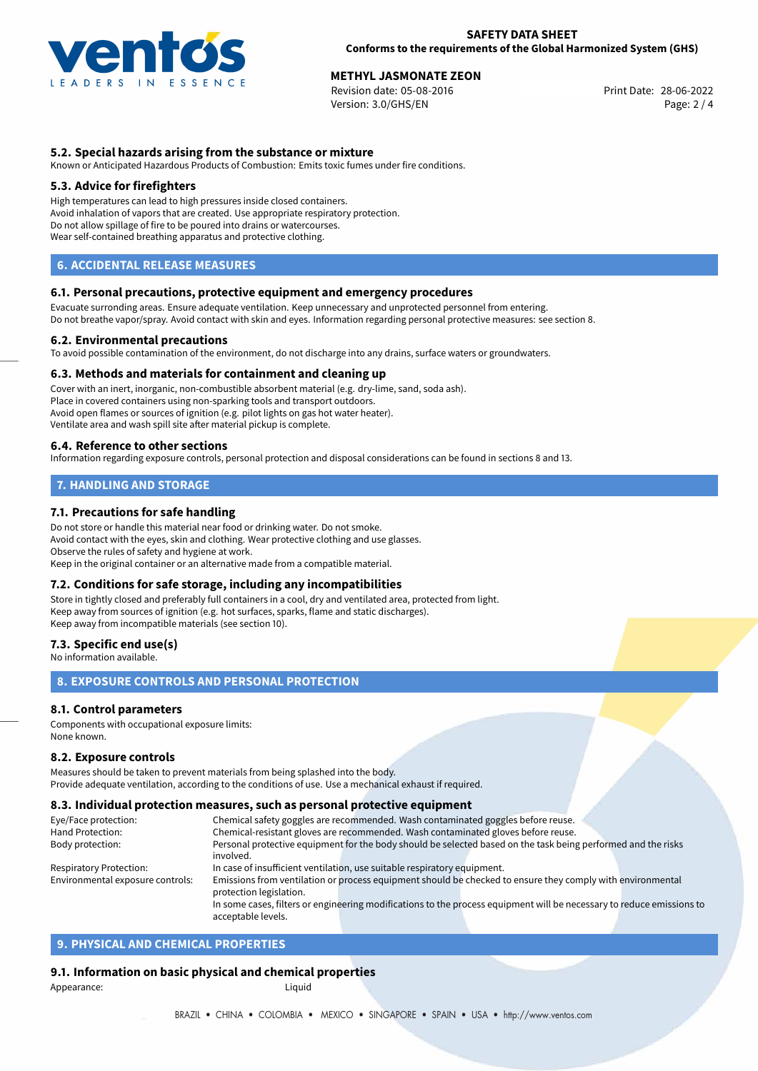### 5.2. Special hazards arising from the substance or mixture

Known or Anticipated Hazardous Products of Combustion: Emits toxic fumes under fire conditions.

### 5.3. Advice for firefighters

High temperatures can lead to high pressures inside closed containers.
Avoid inhalation of vapors that are created. Use appropriate respiratory protection.
Do not allow spillage of fire to be poured into drains or watercourses.
Wear self-contained breathing apparatus and protective clothing.

## 6. ACCIDENTAL RELEASE MEASURES

### 6.1. Personal precautions, protective equipment and emergency procedures

Evacuate surrounding areas. Ensure adequate ventilation. Keep unnecessary and unprotected personnel from entering.
Do not breathe vapor/spray. Avoid contact with skin and eyes. Information regarding personal protective measures: see section 8.

### 6.2. Environmental precautions

To avoid possible contamination of the environment, do not discharge into any drains, surface waters or groundwaters.

### 6.3. Methods and materials for containment and cleaning up

Cover with an inert, inorganic, non-combustible absorbent material (e.g. dry-lime, sand, soda ash).
Place in covered containers using non-sparking tools and transport outdoors.
Avoid open flames or sources of ignition (e.g. pilot lights on gas hot water heater).
Ventilate area and wash spill site after material pickup is complete.

### 6.4. Reference to other sections

Information regarding exposure controls, personal protection and disposal considerations can be found in sections 8 and 13.

## 7. HANDLING AND STORAGE

### 7.1. Precautions for safe handling

Do not store or handle this material near food or drinking water. Do not smoke.
Avoid contact with the eyes, skin and clothing. Wear protective clothing and use glasses.
Observe the rules of safety and hygiene at work.
Keep in the original container or an alternative made from a compatible material.

### 7.2. Conditions for safe storage, including any incompatibilities

Store in tightly closed and preferably full containers in a cool, dry and ventilated area, protected from light.
Keep away from sources of ignition (e.g. hot surfaces, sparks, flame and static discharges).
Keep away from incompatible materials (see section 10).

### 7.3. Specific end use(s)

No information available.

## 8. EXPOSURE CONTROLS AND PERSONAL PROTECTION

### 8.1. Control parameters

Components with occupational exposure limits:
None known.

### 8.2. Exposure controls

Measures should be taken to prevent materials from being splashed into the body.
Provide adequate ventilation, according to the conditions of use. Use a mechanical exhaust if required.

### 8.3. Individual protection measures, such as personal protective equipment

| | |
|---|---|
| Eye/Face protection: | Chemical safety goggles are recommended. Wash contaminated goggles before reuse. |
| Hand Protection: | Chemical-resistant gloves are recommended. Wash contaminated gloves before reuse. |
| Body protection: | Personal protective equipment for the body should be selected based on the task being performed and the risks involved. |
| Respiratory Protection: | In case of insufficient ventilation, use suitable respiratory equipment. |
| Environmental exposure controls: | Emissions from ventilation or process equipment should be checked to ensure they comply with environmental protection legislation. In some cases, filters or engineering modifications to the process equipment will be necessary to reduce emissions to acceptable levels. |

## 9. PHYSICAL AND CHEMICAL PROPERTIES

### 9.1. Information on basic physical and chemical properties

| | |
|---|---|
| Appearance: | Liquid |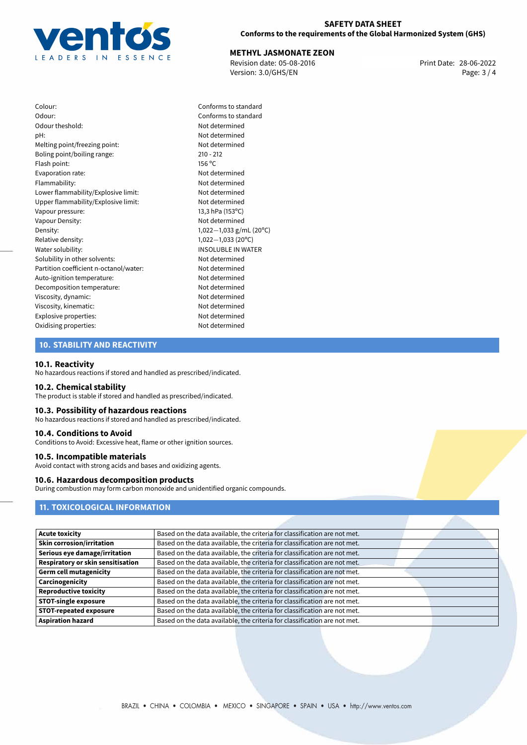| | |
|---|---|
| Colour: | Conforms to standard |
| Odour: | Conforms to standard |
| Odour theshold: | Not determined |
| pH: | Not determined |
| Melting point/freezing point: | Not determined |
| Boling point/boiling range: | 210 - 212 |
| Flash point: | 156 °C |
| Evaporation rate: | Not determined |
| Flammability: | Not determined |
| Lower flammability/Explosive limit: | Not determined |
| Upper flammability/Explosive limit: | Not determined |
| Vapour pressure: | 13,3 hPa (153°C) |
| Vapour Density: | Not determined |
| Density: | 1,022—1,033 g/mL (20°C) |
| Relative density: | 1,022—1,033 (20°C) |
| Water solubility: | INSOLUBLE IN WATER |
| Solubility in other solvents: | Not determined |
| Partition coefficient n-octanol/water: | Not determined |
| Auto-ignition temperature: | Not determined |
| Decomposition temperature: | Not determined |
| Viscosity, dynamic: | Not determined |
| Viscosity, kinematic: | Not determined |
| Explosive properties: | Not determined |
| Oxidising properties: | Not determined |

## 10. STABILITY AND REACTIVITY

### 10.1. Reactivity

No hazardous reactions if stored and handled as prescribed/indicated.

### 10.2. Chemical stability

The product is stable if stored and handled as prescribed/indicated.

### 10.3. Possibility of hazardous reactions

No hazardous reactions if stored and handled as prescribed/indicated.

### 10.4. Conditions to Avoid

Conditions to Avoid: Excessive heat, flame or other ignition sources.

### 10.5. Incompatible materials

Avoid contact with strong acids and bases and oxidizing agents.

### 10.6. Hazardous decomposition products

During combustion may form carbon monoxide and unidentified organic compounds.

## 11. TOXICOLOGICAL INFORMATION

| | |
|---|---|
| **Acute toxicity** | Based on the data available, the criteria for classification are not met. |
| **Skin corrosion/irritation** | Based on the data available, the criteria for classification are not met. |
| **Serious eye damage/irritation** | Based on the data available, the criteria for classification are not met. |
| **Respiratory or skin sensitisation** | Based on the data available, the criteria for classification are not met. |
| **Germ cell mutagenicity** | Based on the data available, the criteria for classification are not met. |
| **Carcinogenicity** | Based on the data available, the criteria for classification are not met. |
| **Reproductive toxicity** | Based on the data available, the criteria for classification are not met. |
| **STOT-single exposure** | Based on the data available, the criteria for classification are not met. |
| **STOT-repeated exposure** | Based on the data available, the criteria for classification are not met. |
| **Aspiration hazard** | Based on the data available, the criteria for classification are not met. |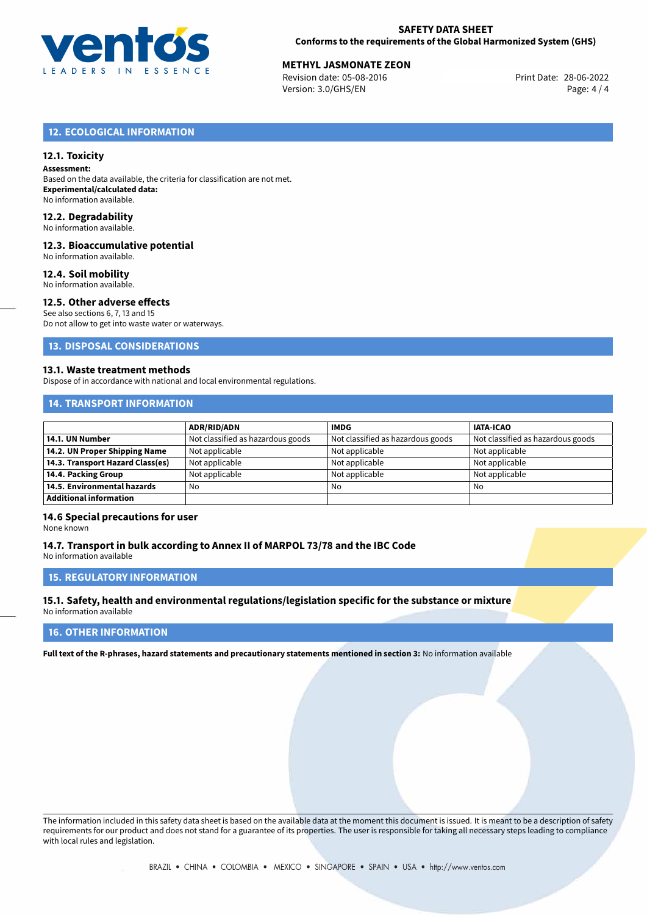## 12. ECOLOGICAL INFORMATION

### 12.1. Toxicity

**Assessment:**
Based on the data available, the criteria for classification are not met.
**Experimental/calculated data:**
No information available.

### 12.2. Degradability

No information available.

### 12.3. Bioaccumulative potential

No information available.

### 12.4. Soil mobility

No information available.

### 12.5. Other adverse effects

See also sections 6, 7, 13 and 15
Do not allow to get into waste water or waterways.

## 13. DISPOSAL CONSIDERATIONS

### 13.1. Waste treatment methods

Dispose of in accordance with national and local environmental regulations.

## 14. TRANSPORT INFORMATION

| | ADR/RID/ADN | IMDG | IATA-ICAO |
|---|---|---|---|
| **14.1. UN Number** | Not classified as hazardous goods | Not classified as hazardous goods | Not classified as hazardous goods |
| **14.2. UN Proper Shipping Name** | Not applicable | Not applicable | Not applicable |
| **14.3. Transport Hazard Class(es)** | Not applicable | Not applicable | Not applicable |
| **14.4. Packing Group** | Not applicable | Not applicable | Not applicable |
| **14.5. Environmental hazards** | No | No | No |
| **Additional information** | | | |

### 14.6 Special precautions for user

None known

### 14.7. Transport in bulk according to Annex II of MARPOL 73/78 and the IBC Code

No information available

## 15. REGULATORY INFORMATION

### 15.1. Safety, health and environmental regulations/legislation specific for the substance or mixture

No information available

## 16. OTHER INFORMATION

**Full text of the R-phrases, hazard statements and precautionary statements mentioned in section 3:** No information available

The information included in this safety data sheet is based on the available data at the moment this document is issued. It is meant to be a description of safety requirements for our product and does not stand for a guarantee of its properties. The user is responsible for taking all necessary steps leading to compliance with local rules and legislation.

BRAZIL • CHINA • COLOMBIA • MEXICO • SINGAPORE • SPAIN • USA • http://www.ventos.com